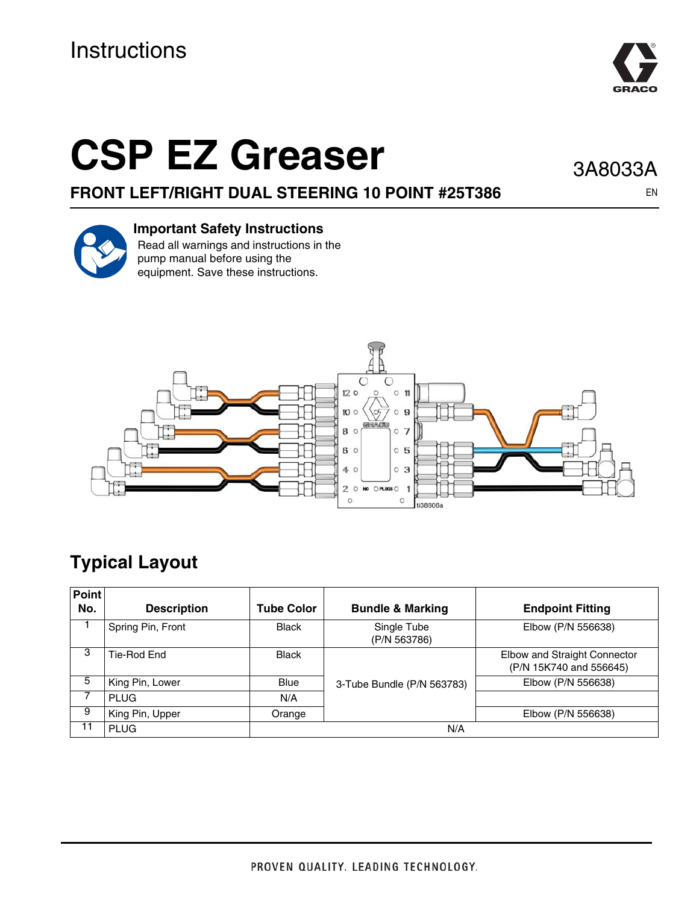Instructions

# CSP EZ Greaser

3A8033A

EN

## FRONT LEFT/RIGHT DUAL STEERING 10 POINT #25T386

**Important Safety Instructions**

Read all warnings and instructions in the pump manual before using the equipment. Save these instructions.

## Typical Layout

| Point No. | Description | Tube Color | Bundle & Marking | Endpoint Fitting |
|---|---|---|---|---|
| 1 | Spring Pin, Front | Black | Single Tube (P/N 563786) | Elbow (P/N 556638) |
| 3 | Tie-Rod End | Black | 3-Tube Bundle (P/N 563783) | Elbow and Straight Connector (P/N 15K740 and 556645) |
| 5 | King Pin, Lower | Blue | | Elbow (P/N 556638) |
| 7 | PLUG | N/A | | |
| 9 | King Pin, Upper | Orange | | Elbow (P/N 556638) |
| 11 | PLUG | N/A | | |

PROVEN QUALITY. LEADING TECHNOLOGY.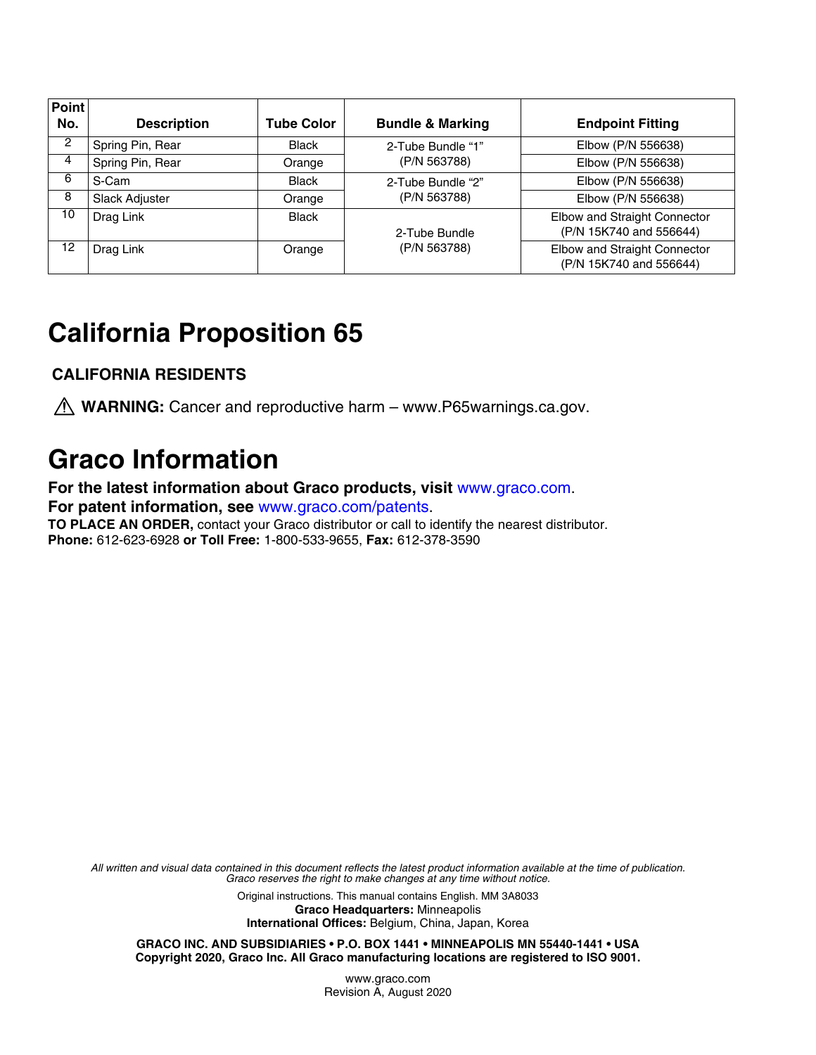| Point No. | Description | Tube Color | Bundle & Marking | Endpoint Fitting |
|---|---|---|---|---|
| 2 | Spring Pin, Rear | Black | 2-Tube Bundle “1” (P/N 563788) | Elbow (P/N 556638) |
| 4 | Spring Pin, Rear | Orange | | Elbow (P/N 556638) |
| 6 | S-Cam | Black | 2-Tube Bundle “2” (P/N 563788) | Elbow (P/N 556638) |
| 8 | Slack Adjuster | Orange | | Elbow (P/N 556638) |
| 10 | Drag Link | Black | 2-Tube Bundle (P/N 563788) | Elbow and Straight Connector (P/N 15K740 and 556644) |
| 12 | Drag Link | Orange | | Elbow and Straight Connector (P/N 15K740 and 556644) |

# California Proposition 65

**CALIFORNIA RESIDENTS**

⚠ **WARNING:** Cancer and reproductive harm – www.P65warnings.ca.gov.

# Graco Information

**For the latest information about Graco products, visit** www.graco.com.
**For patent information, see** www.graco.com/patents.

**TO PLACE AN ORDER,** contact your Graco distributor or call to identify the nearest distributor.
**Phone:** 612-623-6928 **or Toll Free:** 1-800-533-9655, **Fax:** 612-378-3590

*All written and visual data contained in this document reflects the latest product information available at the time of publication. Graco reserves the right to make changes at any time without notice.*

Original instructions. This manual contains English. MM 3A8033

**Graco Headquarters:** Minneapolis
**International Offices:** Belgium, China, Japan, Korea

**GRACO INC. AND SUBSIDIARIES • P.O. BOX 1441 • MINNEAPOLIS MN 55440-1441 • USA**
**Copyright 2020, Graco Inc. All Graco manufacturing locations are registered to ISO 9001.**

www.graco.com
Revision A, August 2020